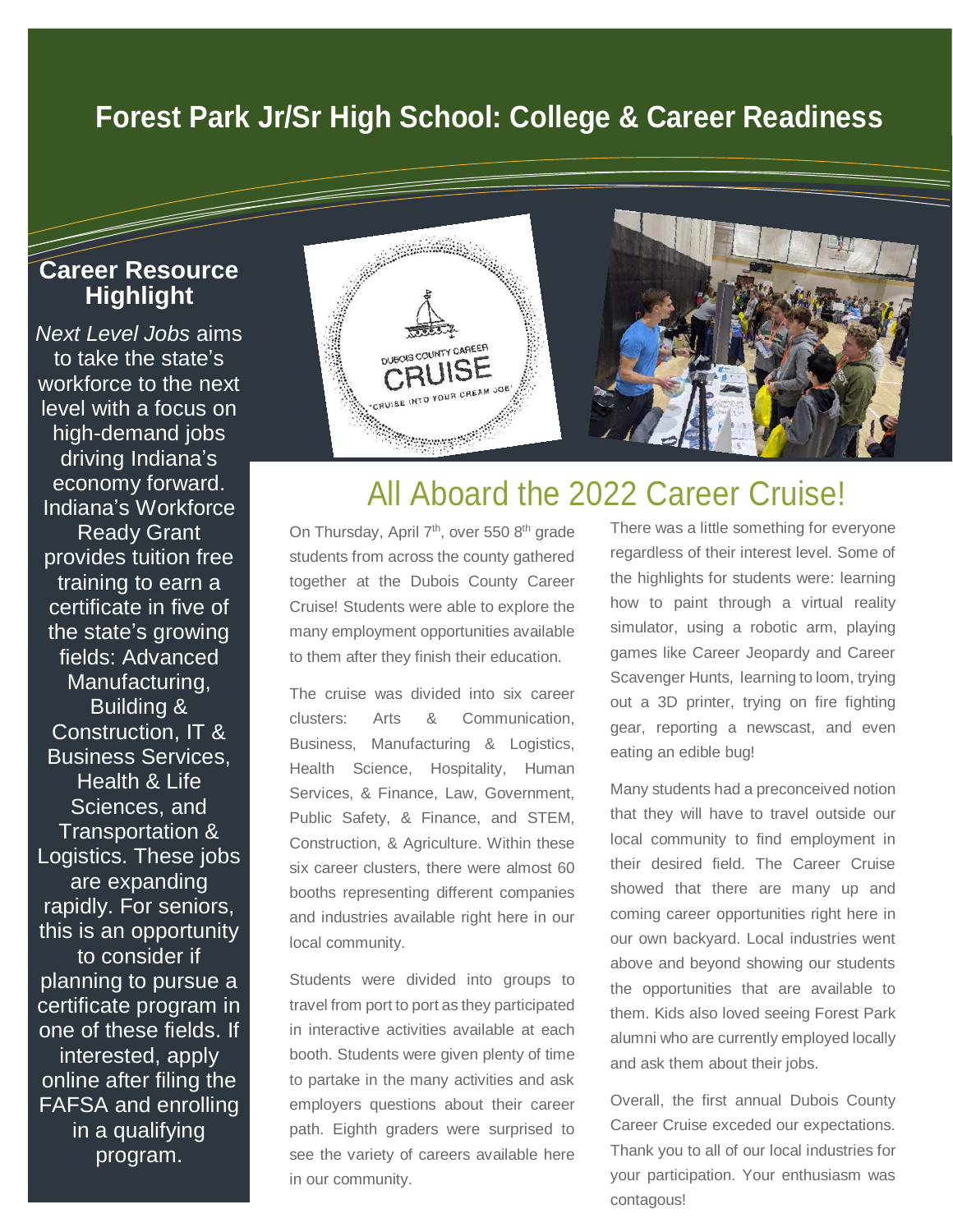# Forest Park Jr/Sr High School: College & Career Readiness

## Career Resource Highlight

*Next Level Jobs* aims to take the state's workforce to the next level with a focus on high-demand jobs driving Indiana's economy forward. Indiana's Workforce Ready Grant provides tuition free training to earn a certificate in five of the state's growing fields: Advanced Manufacturing, Building & Construction, IT & Business Services, Health & Life Sciences, and Transportation & Logistics. These jobs are expanding rapidly. For seniors, this is an opportunity to consider if planning to pursue a certificate program in one of these fields. If interested, apply online after filing the FAFSA and enrolling in a qualifying program.

## All Aboard the 2022 Career Cruise!

On Thursday, April 7th, over 550 8th grade students from across the county gathered together at the Dubois County Career Cruise! Students were able to explore the many employment opportunities available to them after they finish their education.

The cruise was divided into six career clusters: Arts & Communication, Business, Manufacturing & Logistics, Health Science, Hospitality, Human Services, & Finance, Law, Government, Public Safety, & Finance, and STEM, Construction, & Agriculture. Within these six career clusters, there were almost 60 booths representing different companies and industries available right here in our local community.

Students were divided into groups to travel from port to port as they participated in interactive activities available at each booth. Students were given plenty of time to partake in the many activities and ask employers questions about their career path. Eighth graders were surprised to see the variety of careers available here in our community.

There was a little something for everyone regardless of their interest level. Some of the highlights for students were: learning how to paint through a virtual reality simulator, using a robotic arm, playing games like Career Jeopardy and Career Scavenger Hunts, learning to loom, trying out a 3D printer, trying on fire fighting gear, reporting a newscast, and even eating an edible bug!

Many students had a preconceived notion that they will have to travel outside our local community to find employment in their desired field. The Career Cruise showed that there are many up and coming career opportunities right here in our own backyard. Local industries went above and beyond showing our students the opportunities that are available to them. Kids also loved seeing Forest Park alumni who are currently employed locally and ask them about their jobs.

Overall, the first annual Dubois County Career Cruise exceded our expectations. Thank you to all of our local industries for your participation. Your enthusiasm was contagous!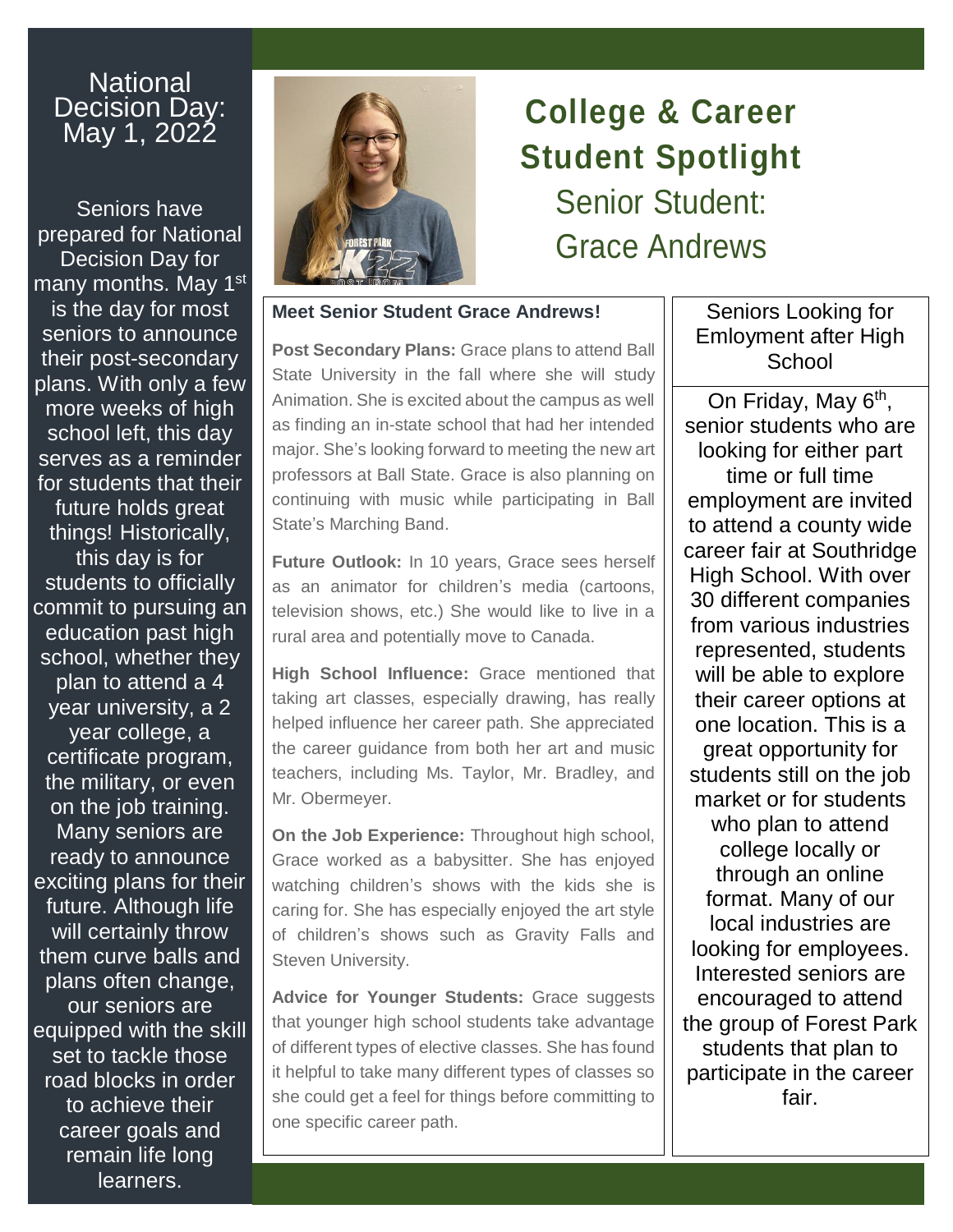# College & Career Student Spotlight

## Senior Student: Grace Andrews

## National Decision Day: May 1, 2022

Seniors have prepared for National Decision Day for many months. May 1st is the day for most seniors to announce their post-secondary plans. With only a few more weeks of high school left, this day serves as a reminder for students that their future holds great things! Historically, this day is for students to officially commit to pursuing an education past high school, whether they plan to attend a 4 year university, a 2 year college, a certificate program, the military, or even on the job training. Many seniors are ready to announce exciting plans for their future. Although life will certainly throw them curve balls and plans often change, our seniors are equipped with the skill set to tackle those road blocks in order to achieve their career goals and remain life long learners.

### Meet Senior Student Grace Andrews!

**Post Secondary Plans:** Grace plans to attend Ball State University in the fall where she will study Animation. She is excited about the campus as well as finding an in-state school that had her intended major. She's looking forward to meeting the new art professors at Ball State. Grace is also planning on continuing with music while participating in Ball State's Marching Band.

**Future Outlook:** In 10 years, Grace sees herself as an animator for children's media (cartoons, television shows, etc.) She would like to live in a rural area and potentially move to Canada.

**High School Influence:** Grace mentioned that taking art classes, especially drawing, has really helped influence her career path. She appreciated the career guidance from both her art and music teachers, including Ms. Taylor, Mr. Bradley, and Mr. Obermeyer.

**On the Job Experience:** Throughout high school, Grace worked as a babysitter. She has enjoyed watching children's shows with the kids she is caring for. She has especially enjoyed the art style of children's shows such as Gravity Falls and Steven University.

**Advice for Younger Students:** Grace suggests that younger high school students take advantage of different types of elective classes. She has found it helpful to take many different types of classes so she could get a feel for things before committing to one specific career path.

### Seniors Looking for Emloyment after High School

On Friday, May 6th, senior students who are looking for either part time or full time employment are invited to attend a county wide career fair at Southridge High School. With over 30 different companies from various industries represented, students will be able to explore their career options at one location. This is a great opportunity for students still on the job market or for students who plan to attend college locally or through an online format. Many of our local industries are looking for employees. Interested seniors are encouraged to attend the group of Forest Park students that plan to participate in the career fair.